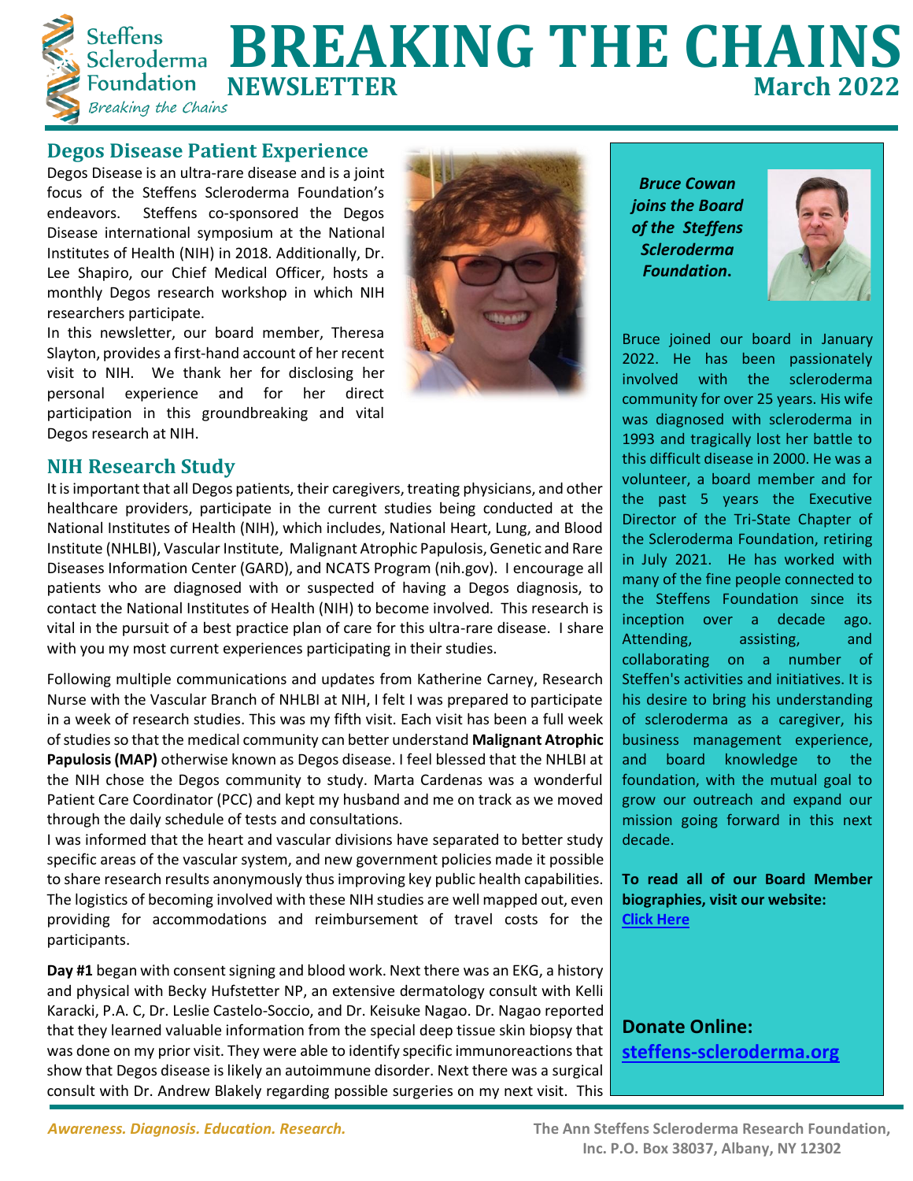# BREAKING THE CHAINS

**NEWSLETTER** **March 2022**

Steffens Scleroderma Foundation — *Breaking the Chains*

## Degos Disease Patient Experience

Degos Disease is an ultra-rare disease and is a joint focus of the Steffens Scleroderma Foundation's endeavors. Steffens co-sponsored the Degos Disease international symposium at the National Institutes of Health (NIH) in 2018. Additionally, Dr. Lee Shapiro, our Chief Medical Officer, hosts a monthly Degos research workshop in which NIH researchers participate.

In this newsletter, our board member, Theresa Slayton, provides a first-hand account of her recent visit to NIH. We thank her for disclosing her personal experience and for her direct participation in this groundbreaking and vital Degos research at NIH.

## NIH Research Study

It is important that all Degos patients, their caregivers, treating physicians, and other healthcare providers, participate in the current studies being conducted at the National Institutes of Health (NIH), which includes, National Heart, Lung, and Blood Institute (NHLBI), Vascular Institute, Malignant Atrophic Papulosis, Genetic and Rare Diseases Information Center (GARD), and NCATS Program (nih.gov). I encourage all patients who are diagnosed with or suspected of having a Degos diagnosis, to contact the National Institutes of Health (NIH) to become involved. This research is vital in the pursuit of a best practice plan of care for this ultra-rare disease. I share with you my most current experiences participating in their studies.

Following multiple communications and updates from Katherine Carney, Research Nurse with the Vascular Branch of NHLBI at NIH, I felt I was prepared to participate in a week of research studies. This was my fifth visit. Each visit has been a full week of studies so that the medical community can better understand **Malignant Atrophic Papulosis (MAP)** otherwise known as Degos disease. I feel blessed that the NHLBI at the NIH chose the Degos community to study. Marta Cardenas was a wonderful Patient Care Coordinator (PCC) and kept my husband and me on track as we moved through the daily schedule of tests and consultations.

I was informed that the heart and vascular divisions have separated to better study specific areas of the vascular system, and new government policies made it possible to share research results anonymously thus improving key public health capabilities. The logistics of becoming involved with these NIH studies are well mapped out, even providing for accommodations and reimbursement of travel costs for the participants.

**Day #1** began with consent signing and blood work. Next there was an EKG, a history and physical with Becky Hufstetter NP, an extensive dermatology consult with Kelli Karacki, P.A. C, Dr. Leslie Castelo-Soccio, and Dr. Keisuke Nagao. Dr. Nagao reported that they learned valuable information from the special deep tissue skin biopsy that was done on my prior visit. They were able to identify specific immunoreactions that show that Degos disease is likely an autoimmune disorder. Next there was a surgical consult with Dr. Andrew Blakely regarding possible surgeries on my next visit. This

---

***Bruce Cowan joins the Board of the Steffens Scleroderma Foundation.***

Bruce joined our board in January 2022. He has been passionately involved with the scleroderma community for over 25 years. His wife was diagnosed with scleroderma in 1993 and tragically lost her battle to this difficult disease in 2000. He was a volunteer, a board member and for the past 5 years the Executive Director of the Tri-State Chapter of the Scleroderma Foundation, retiring in July 2021. He has worked with many of the fine people connected to the Steffens Foundation since its inception over a decade ago. Attending, assisting, and collaborating on a number of Steffen's activities and initiatives. It is his desire to bring his understanding of scleroderma as a caregiver, his business management experience, and board knowledge to the foundation, with the mutual goal to grow our outreach and expand our mission going forward in this next decade.

**To read all of our Board Member biographies, visit our website: Click Here**

**Donate Online: steffens-scleroderma.org**

---

*Awareness. Diagnosis. Education. Research.*

The Ann Steffens Scleroderma Research Foundation, Inc. P.O. Box 38037, Albany, NY 12302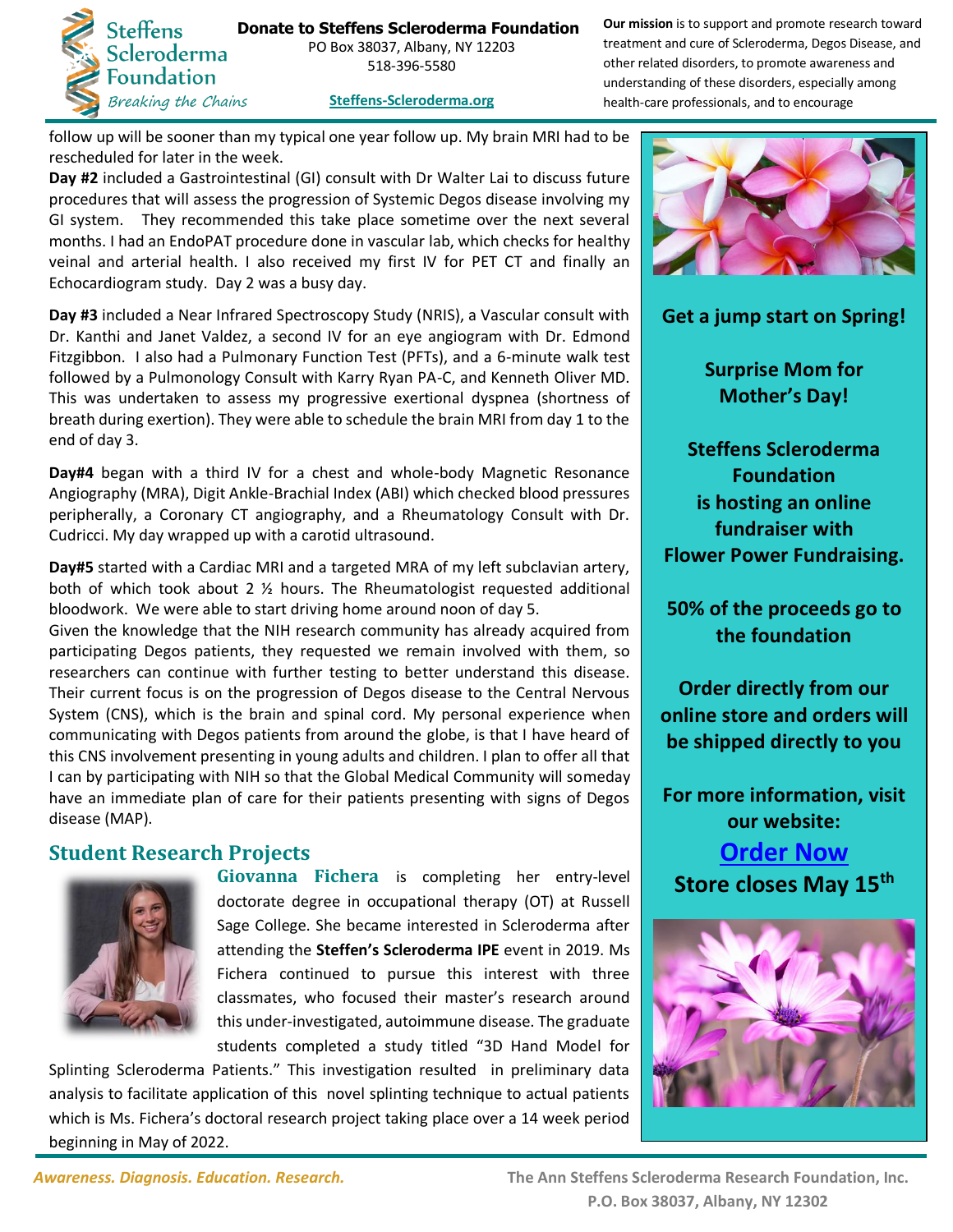follow up will be sooner than my typical one year follow up. My brain MRI had to be rescheduled for later in the week.

**Day #2** included a Gastrointestinal (GI) consult with Dr Walter Lai to discuss future procedures that will assess the progression of Systemic Degos disease involving my GI system. They recommended this take place sometime over the next several months. I had an EndoPAT procedure done in vascular lab, which checks for healthy veinal and arterial health. I also received my first IV for PET CT and finally an Echocardiogram study. Day 2 was a busy day.

**Day #3** included a Near Infrared Spectroscopy Study (NRIS), a Vascular consult with Dr. Kanthi and Janet Valdez, a second IV for an eye angiogram with Dr. Edmond Fitzgibbon. I also had a Pulmonary Function Test (PFTs), and a 6-minute walk test followed by a Pulmonology Consult with Karry Ryan PA-C, and Kenneth Oliver MD. This was undertaken to assess my progressive exertional dyspnea (shortness of breath during exertion). They were able to schedule the brain MRI from day 1 to the end of day 3.

**Day#4** began with a third IV for a chest and whole-body Magnetic Resonance Angiography (MRA), Digit Ankle-Brachial Index (ABI) which checked blood pressures peripherally, a Coronary CT angiography, and a Rheumatology Consult with Dr. Cudricci. My day wrapped up with a carotid ultrasound.

**Day#5** started with a Cardiac MRI and a targeted MRA of my left subclavian artery, both of which took about 2 ½ hours. The Rheumatologist requested additional bloodwork. We were able to start driving home around noon of day 5.

Given the knowledge that the NIH research community has already acquired from participating Degos patients, they requested we remain involved with them, so researchers can continue with further testing to better understand this disease. Their current focus is on the progression of Degos disease to the Central Nervous System (CNS), which is the brain and spinal cord. My personal experience when communicating with Degos patients from around the globe, is that I have heard of this CNS involvement presenting in young adults and children. I plan to offer all that I can by participating with NIH so that the Global Medical Community will someday have an immediate plan of care for their patients presenting with signs of Degos disease (MAP).

## Student Research Projects

**Giovanna Fichera** is completing her entry-level doctorate degree in occupational therapy (OT) at Russell Sage College. She became interested in Scleroderma after attending the **Steffen's Scleroderma IPE** event in 2019. Ms Fichera continued to pursue this interest with three classmates, who focused their master's research around this under-investigated, autoimmune disease. The graduate students completed a study titled "3D Hand Model for Splinting Scleroderma Patients." This investigation resulted in preliminary data analysis to facilitate application of this novel splinting technique to actual patients which is Ms. Fichera's doctoral research project taking place over a 14 week period beginning in May of 2022.

**Get a jump start on Spring!**

**Surprise Mom for Mother's Day!**

**Steffens Scleroderma Foundation is hosting an online fundraiser with Flower Power Fundraising.**

**50% of the proceeds go to the foundation**

**Order directly from our online store and orders will be shipped directly to you**

**For more information, visit our website:**

**Order Now**

**Store closes May 15th**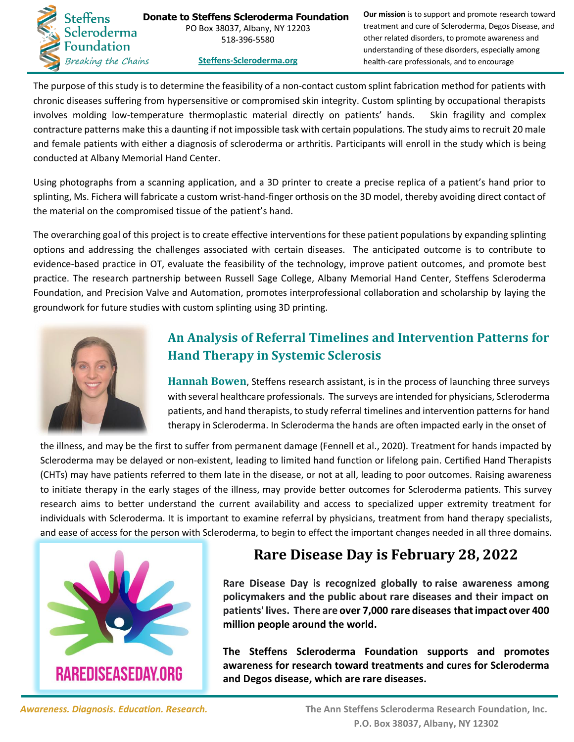**Donate to Steffens Scleroderma Foundation**
PO Box 38037, Albany, NY 12203
518-396-5580

Steffens-Scleroderma.org

**Our mission** is to support and promote research toward treatment and cure of Scleroderma, Degos Disease, and other related disorders, to promote awareness and understanding of these disorders, especially among health-care professionals, and to encourage

The purpose of this study is to determine the feasibility of a non-contact custom splint fabrication method for patients with chronic diseases suffering from hypersensitive or compromised skin integrity. Custom splinting by occupational therapists involves molding low-temperature thermoplastic material directly on patients' hands. Skin fragility and complex contracture patterns make this a daunting if not impossible task with certain populations. The study aims to recruit 20 male and female patients with either a diagnosis of scleroderma or arthritis. Participants will enroll in the study which is being conducted at Albany Memorial Hand Center.

Using photographs from a scanning application, and a 3D printer to create a precise replica of a patient's hand prior to splinting, Ms. Fichera will fabricate a custom wrist-hand-finger orthosis on the 3D model, thereby avoiding direct contact of the material on the compromised tissue of the patient's hand.

The overarching goal of this project is to create effective interventions for these patient populations by expanding splinting options and addressing the challenges associated with certain diseases. The anticipated outcome is to contribute to evidence-based practice in OT, evaluate the feasibility of the technology, improve patient outcomes, and promote best practice. The research partnership between Russell Sage College, Albany Memorial Hand Center, Steffens Scleroderma Foundation, and Precision Valve and Automation, promotes interprofessional collaboration and scholarship by laying the groundwork for future studies with custom splinting using 3D printing.

## An Analysis of Referral Timelines and Intervention Patterns for Hand Therapy in Systemic Sclerosis

**Hannah Bowen**, Steffens research assistant, is in the process of launching three surveys with several healthcare professionals. The surveys are intended for physicians, Scleroderma patients, and hand therapists, to study referral timelines and intervention patterns for hand therapy in Scleroderma. In Scleroderma the hands are often impacted early in the onset of the illness, and may be the first to suffer from permanent damage (Fennell et al., 2020). Treatment for hands impacted by Scleroderma may be delayed or non-existent, leading to limited hand function or lifelong pain. Certified Hand Therapists (CHTs) may have patients referred to them late in the disease, or not at all, leading to poor outcomes. Raising awareness to initiate therapy in the early stages of the illness, may provide better outcomes for Scleroderma patients. This survey research aims to better understand the current availability and access to specialized upper extremity treatment for individuals with Scleroderma. It is important to examine referral by physicians, treatment from hand therapy specialists, and ease of access for the person with Scleroderma, to begin to effect the important changes needed in all three domains.

## Rare Disease Day is February 28, 2022

**Rare Disease Day is recognized globally to raise awareness among policymakers and the public about rare diseases and their impact on patients' lives. There are over 7,000 rare diseases that impact over 400 million people around the world.**

**The Steffens Scleroderma Foundation supports and promotes awareness for research toward treatments and cures for Scleroderma and Degos disease, which are rare diseases.**

*Awareness. Diagnosis. Education. Research.*

**The Ann Steffens Scleroderma Research Foundation, Inc.**
**P.O. Box 38037, Albany, NY 12302**